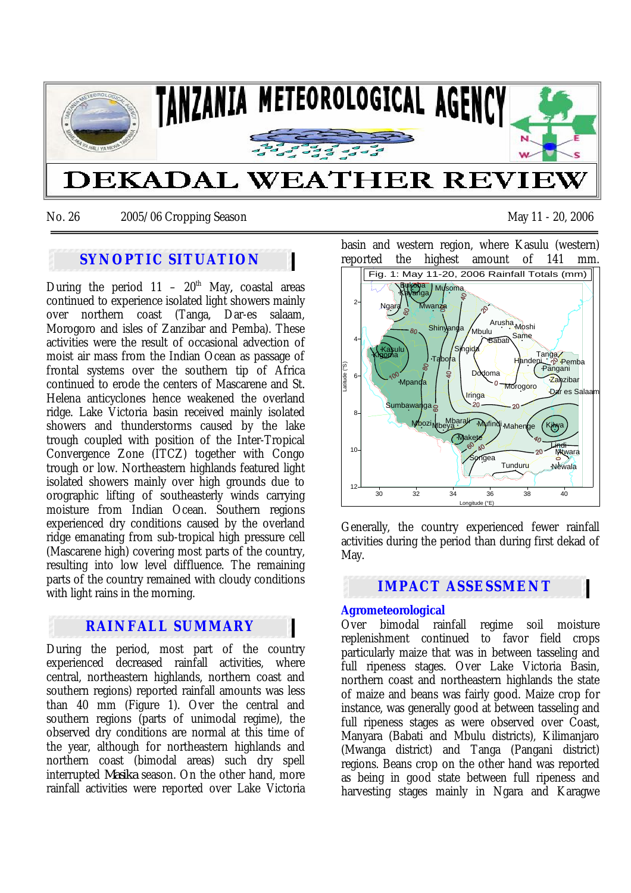# TANZANIA METEOROLOGICAL AGENCY

# DEKADAL WEATHER REVIEW

No. 26 2005/06 Cropping Season May 11 - 20, 2006

## SYNOPTIC SITUATION

During the period 11 – 20th May, coastal areas continued to experience isolated light showers mainly over northern coast (Tanga, Dar-es salaam, Morogoro and isles of Zanzibar and Pemba). These activities were the result of occasional advection of moist air mass from the Indian Ocean as passage of frontal systems over the southern tip of Africa continued to erode the centers of Mascarene and St. Helena anticyclones hence weakened the overland ridge. Lake Victoria basin received mainly isolated showers and thunderstorms caused by the lake trough coupled with position of the Inter-Tropical Convergence Zone (ITCZ) together with Congo trough or low. Northeastern highlands featured light isolated showers mainly over high grounds due to orographic lifting of southeasterly winds carrying moisture from Indian Ocean. Southern regions experienced dry conditions caused by the overland ridge emanating from sub-tropical high pressure cell (Mascarene high) covering most parts of the country, resulting into low level diffluence. The remaining parts of the country remained with cloudy conditions with light rains in the morning.

## RAINFALL SUMMARY

During the period, most part of the country experienced decreased rainfall activities, where central, northeastern highlands, northern coast and southern regions) reported rainfall amounts was less than 40 mm (Figure 1). Over the central and southern regions (parts of unimodal regime), the observed dry conditions are normal at this time of the year, although for northeastern highlands and northern coast (bimodal areas) such dry spell interrupted *Masika* season. On the other hand, more rainfall activities were reported over Lake Victoria basin and western region, where Kasulu (western) reported the highest amount of 141 mm.

Fig. 1: May 11-20, 2006 Rainfall Totals (mm)

Generally, the country experienced fewer rainfall activities during the period than during first dekad of May.

## IMPACT ASSESSMENT

### Agrometeorological

Over bimodal rainfall regime soil moisture replenishment continued to favor field crops particularly maize that was in between tasseling and full ripeness stages. Over Lake Victoria Basin, northern coast and northeastern highlands the state of maize and beans was fairly good. Maize crop for instance, was generally good at between tasseling and full ripeness stages as were observed over Coast, Manyara (Babati and Mbulu districts), Kilimanjaro (Mwanga district) and Tanga (Pangani district) regions. Beans crop on the other hand was reported as being in good state between full ripeness and harvesting stages mainly in Ngara and Karagwe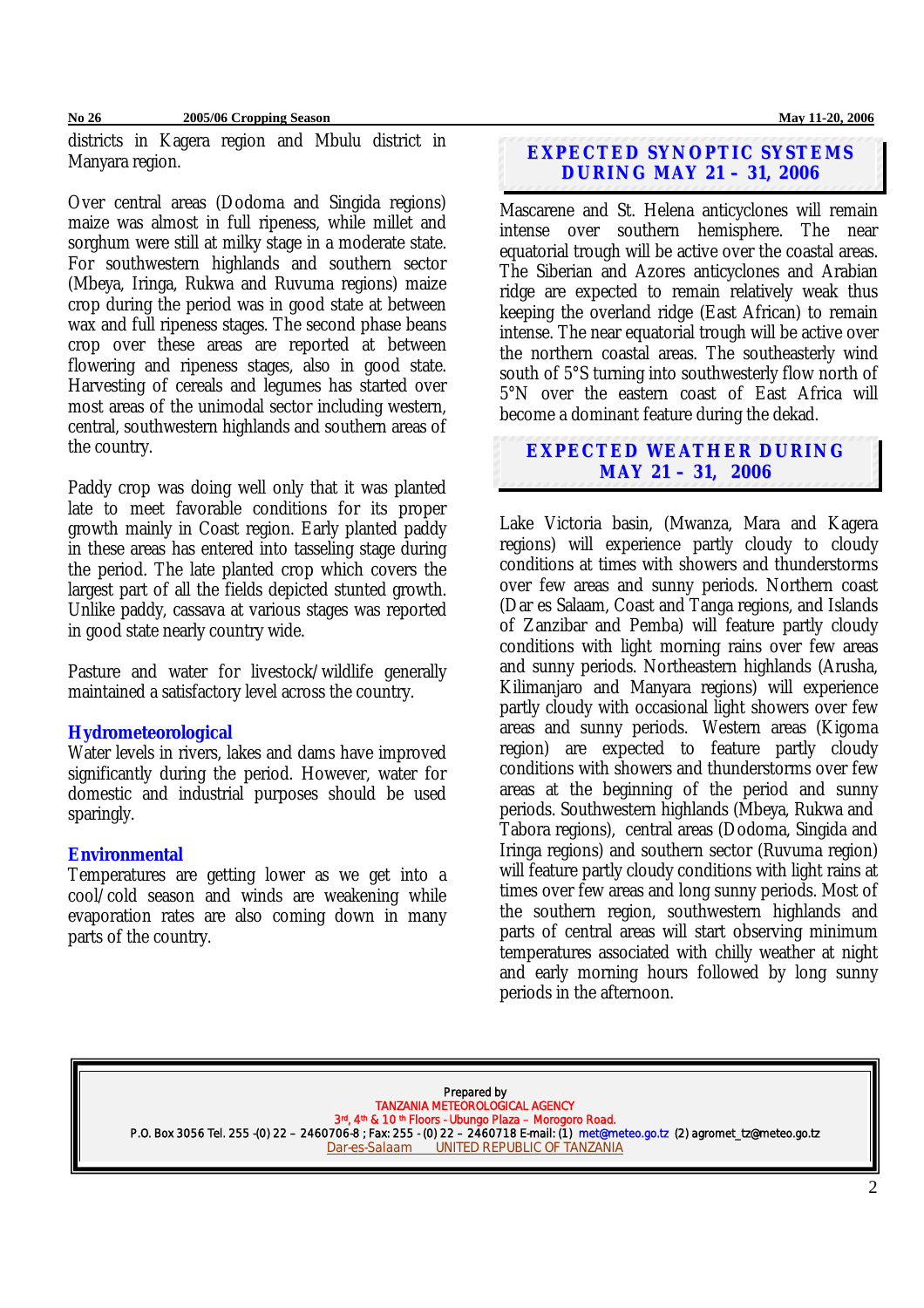districts in Kagera region and Mbulu district in Manyara region.

Over central areas (Dodoma and Singida regions) maize was almost in full ripeness, while millet and sorghum were still at milky stage in a moderate state. For southwestern highlands and southern sector (Mbeya, Iringa, Rukwa and Ruvuma regions) maize crop during the period was in good state at between wax and full ripeness stages. The second phase beans crop over these areas are reported at between flowering and ripeness stages, also in good state. Harvesting of cereals and legumes has started over most areas of the unimodal sector including western, central, southwestern highlands and southern areas of the country.

Paddy crop was doing well only that it was planted late to meet favorable conditions for its proper growth mainly in Coast region. Early planted paddy in these areas has entered into tasseling stage during the period. The late planted crop which covers the largest part of all the fields depicted stunted growth. Unlike paddy, cassava at various stages was reported in good state nearly country wide.

Pasture and water for livestock/wildlife generally maintained a satisfactory level across the country.

## Hydrometeorological

Water levels in rivers, lakes and dams have improved significantly during the period. However, water for domestic and industrial purposes should be used sparingly.

## Environmental

Temperatures are getting lower as we get into a cool/cold season and winds are weakening while evaporation rates are also coming down in many parts of the country.

## EXPECTED SYNOPTIC SYSTEMS DURING MAY 21 – 31, 2006

Mascarene and St. Helena anticyclones will remain intense over southern hemisphere. The near equatorial trough will be active over the coastal areas. The Siberian and Azores anticyclones and Arabian ridge are expected to remain relatively weak thus keeping the overland ridge (East African) to remain intense. The near equatorial trough will be active over the northern coastal areas. The southeasterly wind south of 5°S turning into southwesterly flow north of 5°N over the eastern coast of East Africa will become a dominant feature during the dekad.

## EXPECTED WEATHER DURING MAY 21 – 31, 2006

Lake Victoria basin, (Mwanza, Mara and Kagera regions) will experience partly cloudy conditions at times with showers and thunderstorms over few areas and sunny periods. Northern coast (Dar es Salaam, Coast and Tanga regions, and Islands of Zanzibar and Pemba) will feature partly cloudy conditions with light morning rains over few areas and sunny periods. Northeastern highlands (Arusha, Kilimanjaro and Manyara regions) will experience partly cloudy with occasional light showers over few areas and sunny periods. Western areas (Kigoma region) are expected to feature partly cloudy conditions with showers and thunderstorms over few areas at the beginning of the period and sunny periods. Southwestern highlands (Mbeya, Rukwa and Tabora regions), central areas (Dodoma, Singida and Iringa regions) and southern sector (Ruvuma region) will feature partly cloudy conditions with light rains at times over few areas and long sunny periods. Most of the southern region, southwestern highlands and parts of central areas will start observing minimum temperatures associated with chilly weather at night and early morning hours followed by long sunny periods in the afternoon.

Prepared by
TANZANIA METEOROLOGICAL AGENCY
3rd, 4th & 10th Floors - Ubungo Plaza – Morogoro Road.
P.O. Box 3056 Tel. 255 -(0) 22 – 2460706-8 ; Fax: 255 - (0) 22 – 2460718 E-mail: (1) met@meteo.go.tz (2) agromet_tz@meteo.go.tz
Dar-es-Salaam UNITED REPUBLIC OF TANZANIA